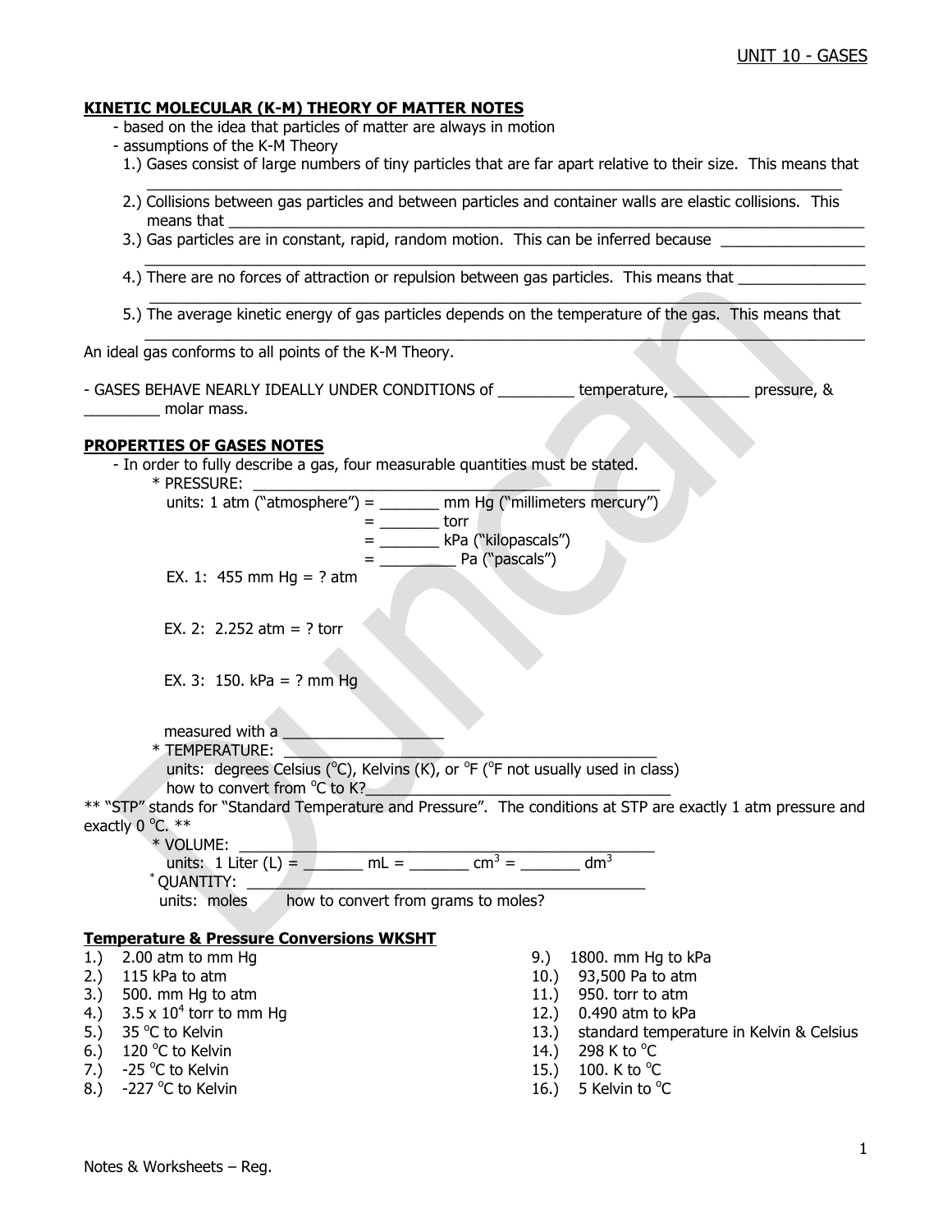# UNIT 10 - GASES

## KINETIC MOLECULAR (K-M) THEORY OF MATTER NOTES

- based on the idea that particles of matter are always in motion
- assumptions of the K-M Theory
  1.) Gases consist of large numbers of tiny particles that are far apart relative to their size. This means that ______________________________________________________________________________
  2.) Collisions between gas particles and between particles and container walls are elastic collisions. This means that ______________________________________________________________________________
  3.) Gas particles are in constant, rapid, random motion. This can be inferred because _________________ ______________________________________________________________________________
  4.) There are no forces of attraction or repulsion between gas particles. This means that _______________ ______________________________________________________________________________
  5.) The average kinetic energy of gas particles depends on the temperature of the gas. This means that ______________________________________________________________________________

An ideal gas conforms to all points of the K-M Theory.

- GASES BEHAVE NEARLY IDEALLY UNDER CONDITIONS of _________ temperature, _________ pressure, & _________ molar mass.

## PROPERTIES OF GASES NOTES

- In order to fully describe a gas, four measurable quantities must be stated.
  - \* PRESSURE: ______________________________________________
    - units: 1 atm ("atmosphere") = _______ mm Hg ("millimeters mercury")
    - = _______ torr
    - = _______ kPa ("kilopascals")
    - = _________ Pa ("pascals")
    - EX. 1: 455 mm Hg = ? atm
    - EX. 2: 2.252 atm = ? torr
    - EX. 3: 150. kPa = ? mm Hg
    - measured with a ___________________
  - \* TEMPERATURE: ___________________________________________
    - units: degrees Celsius ($^oC$), Kelvins (K), or $^oF$ ($^oF$ not usually used in class)
    - how to convert from $^oC$ to K?_____________________________________

** "STP" stands for "Standard Temperature and Pressure". The conditions at STP are exactly 1 atm pressure and exactly 0 $^oC$. **

  - \* VOLUME: ________________________________________________
    - units: 1 Liter (L) = _______ mL = _______ $cm^3$ = _______ $dm^3$
  - \* QUANTITY: ______________________________________________
    - units: moles    how to convert from grams to moles?

## Temperature & Pressure Conversions WKSHT

1.) 2.00 atm to mm Hg
2.) 115 kPa to atm
3.) 500. mm Hg to atm
4.) $3.5 \times 10^4$ torr to mm Hg
5.) 35 $^oC$ to Kelvin
6.) 120 $^oC$ to Kelvin
7.) -25 $^oC$ to Kelvin
8.) -227 $^oC$ to Kelvin
9.) 1800. mm Hg to kPa
10.) 93,500 Pa to atm
11.) 950. torr to atm
12.) 0.490 atm to kPa
13.) standard temperature in Kelvin & Celsius
14.) 298 K to $^oC$
15.) 100. K to $^oC$
16.) 5 Kelvin to $^oC$

Notes & Worksheets – Reg.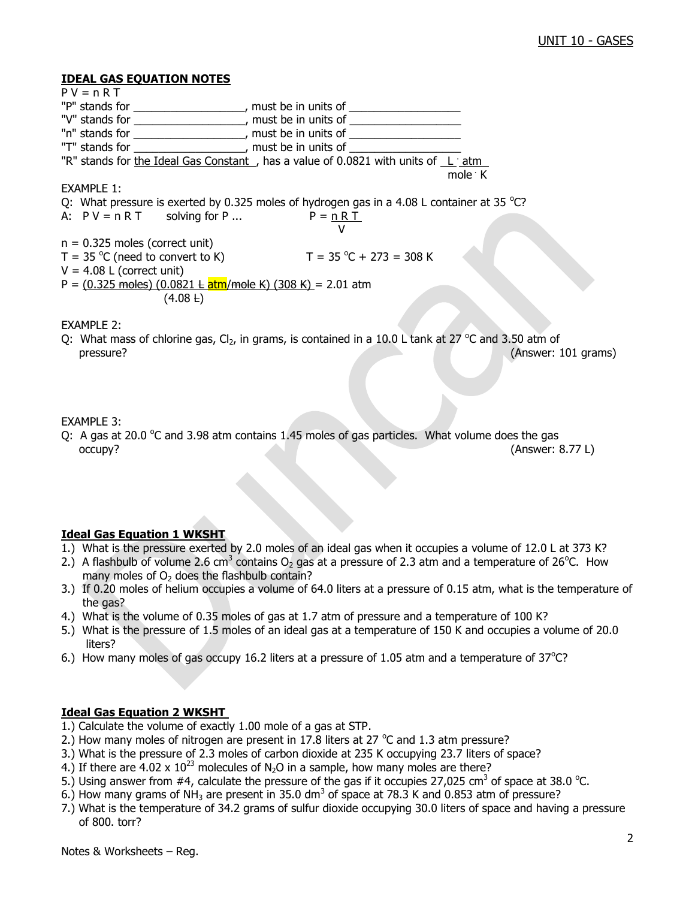## IDEAL GAS EQUATION NOTES

$P V = n R T$

"P" stands for __________________, must be in units of __________________

"V" stands for __________________, must be in units of __________________

"n" stands for __________________, must be in units of __________________

"T" stands for __________________, must be in units of __________________

"R" stands for the Ideal Gas Constant, has a value of 0.0821 with units of $\frac{L \cdot atm}{mole \cdot K}$

EXAMPLE 1:

Q: What pressure is exerted by 0.325 moles of hydrogen gas in a 4.08 L container at 35 °C?

A: $P V = n R T$ solving for P ... $P = \frac{n R T}{V}$

n = 0.325 moles (correct unit)

T = 35 °C (need to convert to K) T = 35 °C + 273 = 308 K

V = 4.08 L (correct unit)

$P = \frac{(0.325 \text{ moles}) (0.0821 \text{ L atm/mole K}) (308 \text{ K})}{(4.08 \text{ L})} = 2.01 \text{ atm}$

EXAMPLE 2:

Q: What mass of chlorine gas, $Cl_2$, in grams, is contained in a 10.0 L tank at 27 °C and 3.50 atm of pressure? (Answer: 101 grams)

EXAMPLE 3:

Q: A gas at 20.0 °C and 3.98 atm contains 1.45 moles of gas particles. What volume does the gas occupy? (Answer: 8.77 L)

## Ideal Gas Equation 1 WKSHT

1.) What is the pressure exerted by 2.0 moles of an ideal gas when it occupies a volume of 12.0 L at 373 K?

2.) A flashbulb of volume 2.6 $cm^3$ contains $O_2$ gas at a pressure of 2.3 atm and a temperature of 26°C. How many moles of $O_2$ does the flashbulb contain?

3.) If 0.20 moles of helium occupies a volume of 64.0 liters at a pressure of 0.15 atm, what is the temperature of the gas?

4.) What is the volume of 0.35 moles of gas at 1.7 atm of pressure and a temperature of 100 K?

5.) What is the pressure of 1.5 moles of an ideal gas at a temperature of 150 K and occupies a volume of 20.0 liters?

6.) How many moles of gas occupy 16.2 liters at a pressure of 1.05 atm and a temperature of 37°C?

## Ideal Gas Equation 2 WKSHT

1.) Calculate the volume of exactly 1.00 mole of a gas at STP.

2.) How many moles of nitrogen are present in 17.8 liters at 27 °C and 1.3 atm pressure?

3.) What is the pressure of 2.3 moles of carbon dioxide at 235 K occupying 23.7 liters of space?

4.) If there are $4.02 \times 10^{23}$ molecules of $N_2O$ in a sample, how many moles are there?

5.) Using answer from #4, calculate the pressure of the gas if it occupies 27,025 $cm^3$ of space at 38.0 °C.

6.) How many grams of $NH_3$ are present in 35.0 $dm^3$ of space at 78.3 K and 0.853 atm of pressure?

7.) What is the temperature of 34.2 grams of sulfur dioxide occupying 30.0 liters of space and having a pressure of 800. torr?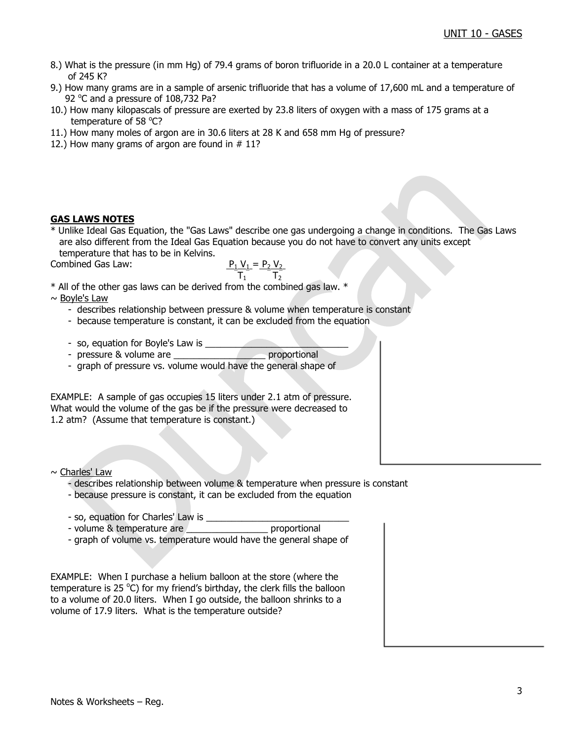8.) What is the pressure (in mm Hg) of 79.4 grams of boron trifluoride in a 20.0 L container at a temperature of 245 K?

9.) How many grams are in a sample of arsenic trifluoride that has a volume of 17,600 mL and a temperature of 92 °C and a pressure of 108,732 Pa?

10.) How many kilopascals of pressure are exerted by 23.8 liters of oxygen with a mass of 175 grams at a temperature of 58 °C?

11.) How many moles of argon are in 30.6 liters at 28 K and 658 mm Hg of pressure?

12.) How many grams of argon are found in # 11?

**GAS LAWS NOTES**

* Unlike Ideal Gas Equation, the "Gas Laws" describe one gas undergoing a change in conditions. The Gas Laws are also different from the Ideal Gas Equation because you do not have to convert any units except temperature that has to be in Kelvins.

Combined Gas Law: $\frac{P_1 V_1}{T_1} = \frac{P_2 V_2}{T_2}$

* All of the other gas laws can be derived from the combined gas law. *

~ Boyle's Law

- describes relationship between pressure & volume when temperature is constant
- because temperature is constant, it can be excluded from the equation
- so, equation for Boyle's Law is ____________________________
- pressure & volume are _________________ proportional
- graph of pressure vs. volume would have the general shape of

EXAMPLE: A sample of gas occupies 15 liters under 2.1 atm of pressure. What would the volume of the gas be if the pressure were decreased to 1.2 atm? (Assume that temperature is constant.)

~ Charles' Law

- describes relationship between volume & temperature when pressure is constant
- because pressure is constant, it can be excluded from the equation
- so, equation for Charles' Law is ____________________________
- volume & temperature are ________________ proportional
- graph of volume vs. temperature would have the general shape of

EXAMPLE: When I purchase a helium balloon at the store (where the temperature is 25 °C) for my friend's birthday, the clerk fills the balloon to a volume of 20.0 liters. When I go outside, the balloon shrinks to a volume of 17.9 liters. What is the temperature outside?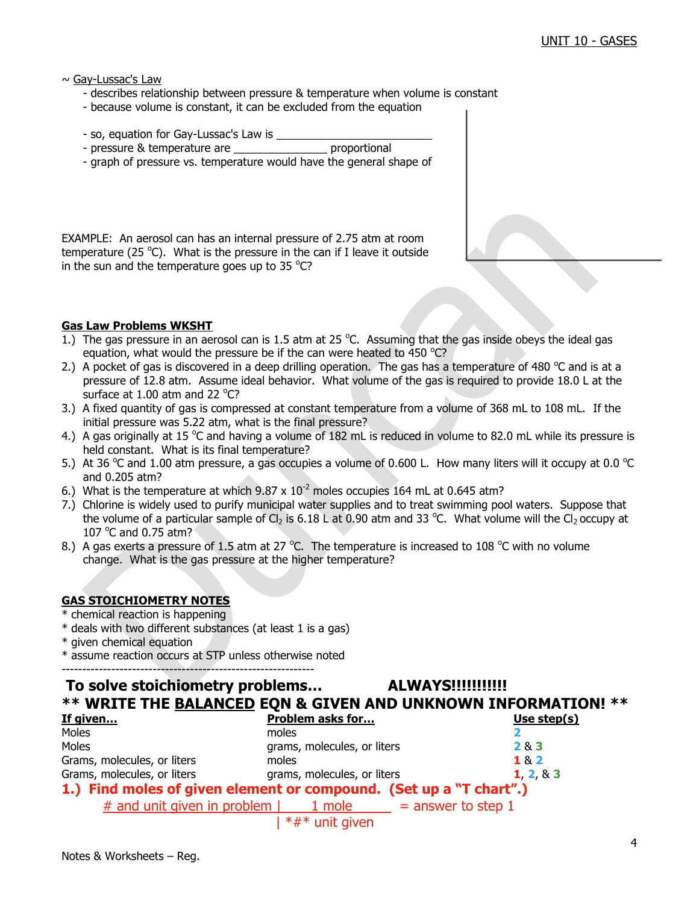~ Gay-Lussac's Law

- describes relationship between pressure & temperature when volume is constant
- because volume is constant, it can be excluded from the equation

- so, equation for Gay-Lussac's Law is ________________________
- pressure & temperature are _______________ proportional
- graph of pressure vs. temperature would have the general shape of

EXAMPLE: An aerosol can has an internal pressure of 2.75 atm at room temperature (25 °C). What is the pressure in the can if I leave it outside in the sun and the temperature goes up to 35 °C?

**Gas Law Problems WKSHT**

1.) The gas pressure in an aerosol can is 1.5 atm at 25 °C. Assuming that the gas inside obeys the ideal gas equation, what would the pressure be if the can were heated to 450 °C?

2.) A pocket of gas is discovered in a deep drilling operation. The gas has a temperature of 480 °C and is at a pressure of 12.8 atm. Assume ideal behavior. What volume of the gas is required to provide 18.0 L at the surface at 1.00 atm and 22 °C?

3.) A fixed quantity of gas is compressed at constant temperature from a volume of 368 mL to 108 mL. If the initial pressure was 5.22 atm, what is the final pressure?

4.) A gas originally at 15 °C and having a volume of 182 mL is reduced in volume to 82.0 mL while its pressure is held constant. What is its final temperature?

5.) At 36 °C and 1.00 atm pressure, a gas occupies a volume of 0.600 L. How many liters will it occupy at 0.0 °C and 0.205 atm?

6.) What is the temperature at which $9.87 \times 10^{-2}$ moles occupies 164 mL at 0.645 atm?

7.) Chlorine is widely used to purify municipal water supplies and to treat swimming pool waters. Suppose that the volume of a particular sample of $Cl_2$ is 6.18 L at 0.90 atm and 33 °C. What volume will the $Cl_2$ occupy at 107 °C and 0.75 atm?

8.) A gas exerts a pressure of 1.5 atm at 27 °C. The temperature is increased to 108 °C with no volume change. What is the gas pressure at the higher temperature?

**GAS STOICHIOMETRY NOTES**

* chemical reaction is happening
* deals with two different substances (at least 1 is a gas)
* given chemical equation
* assume reaction occurs at STP unless otherwise noted

--------------------------------------------------------------

## To solve stoichiometry problems... ALWAYS!!!!!!!!!!!

## ** WRITE THE BALANCED EQN & GIVEN AND UNKNOWN INFORMATION! **

| If given... | Problem asks for... | Use step(s) |
|---|---|---|
| Moles | moles | 2 |
| Moles | grams, molecules, or liters | 2 & 3 |
| Grams, molecules, or liters | moles | 1 & 2 |
| Grams, molecules, or liters | grams, molecules, or liters | 1, 2, & 3 |

**1.) Find moles of given element or compound. (Set up a "T chart".)**

| # and unit given in problem | 1 mole | = answer to step 1 |
|---|---|---|
| | *## unit given | |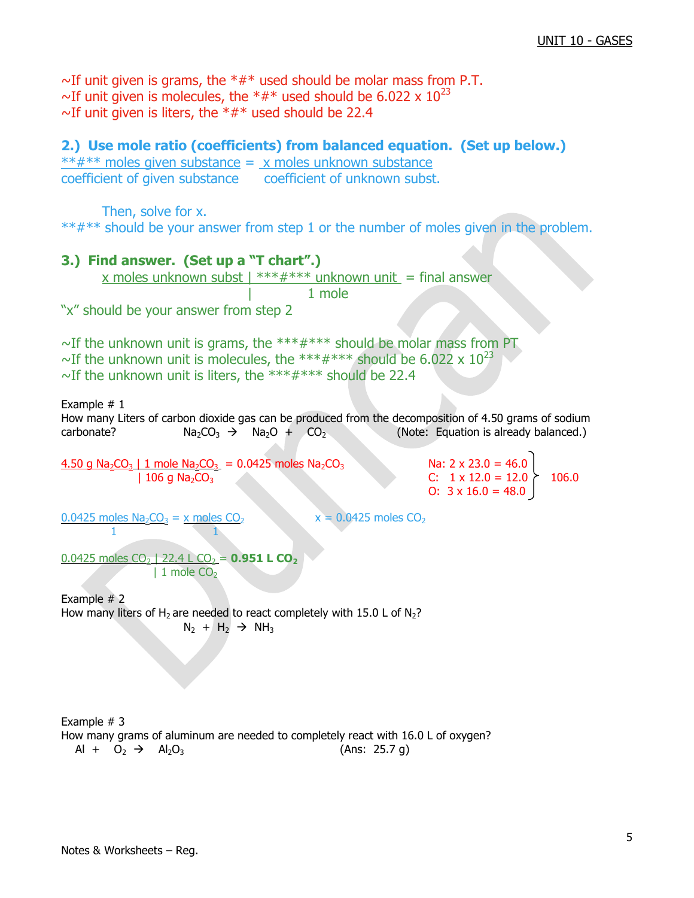~If unit given is grams, the *#* used should be molar mass from P.T.
~If unit given is molecules, the *#* used should be $6.022 \times 10^{23}$
~If unit given is liters, the *#* used should be 22.4

### 2.) Use mole ratio (coefficients) from balanced equation. (Set up below.)

$$\frac{\text{**\#** moles given substance}}{\text{coefficient of given substance}} = \frac{\text{x moles unknown substance}}{\text{coefficient of unknown subst.}}$$

Then, solve for x.
**#** should be your answer from step 1 or the number of moles given in the problem.

### 3.) Find answer. (Set up a "T chart".)

x moles unknown subst | ***#*** unknown unit = final answer
| 1 mole

"x" should be your answer from step 2

~If the unknown unit is grams, the ***#*** should be molar mass from PT
~If the unknown unit is molecules, the ***#*** should be $6.022 \times 10^{23}$
~If the unknown unit is liters, the ***#*** should be 22.4

Example # 1
How many Liters of carbon dioxide gas can be produced from the decomposition of 4.50 grams of sodium carbonate? $Na_2CO_3 \rightarrow Na_2O + CO_2$ (Note: Equation is already balanced.)

4.50 g $Na_2CO_3$ | 1 mole $Na_2CO_3$ = 0.0425 moles $Na_2CO_3$
| 106 g $Na_2CO_3$

Na: 2 x 23.0 = 46.0
C: 1 x 12.0 = 12.0
O: 3 x 16.0 = 48.0
} 106.0

$$\frac{0.0425 \text{ moles } Na_2CO_3}{1} = \frac{x \text{ moles } CO_2}{1}$$

x = 0.0425 moles $CO_2$

0.0425 moles $CO_2$ | 22.4 L $CO_2$ = **0.951 L $CO_2$**
| 1 mole $CO_2$

Example # 2
How many liters of $H_2$ are needed to react completely with 15.0 L of $N_2$?
$N_2 + H_2 \rightarrow NH_3$

Example # 3
How many grams of aluminum are needed to completely react with 16.0 L of oxygen?
$Al + O_2 \rightarrow Al_2O_3$ (Ans: 25.7 g)

Notes & Worksheets – Reg.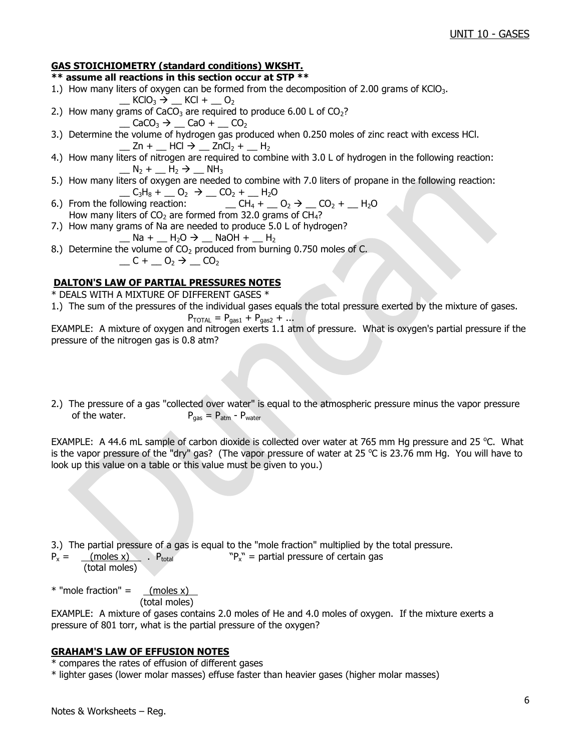## GAS STOICHIOMETRY (standard conditions) WKSHT.

**\*\* assume all reactions in this section occur at STP \*\***

1.) How many liters of oxygen can be formed from the decomposition of 2.00 grams of $KClO_3$.

  __ $KClO_3 \rightarrow$ __ $KCl$ + __ $O_2$

2.) How many grams of $CaCO_3$ are required to produce 6.00 L of $CO_2$?

  __ $CaCO_3 \rightarrow$ __ $CaO$ + __ $CO_2$

3.) Determine the volume of hydrogen gas produced when 0.250 moles of zinc react with excess HCl.

  __ $Zn$ + __ $HCl \rightarrow$ __ $ZnCl_2$ + __ $H_2$

4.) How many liters of nitrogen are required to combine with 3.0 L of hydrogen in the following reaction:

  __ $N_2$ + __ $H_2 \rightarrow$ __ $NH_3$

5.) How many liters of oxygen are needed to combine with 7.0 liters of propane in the following reaction:

  __ $C_3H_8$ + __ $O_2 \rightarrow$ __ $CO_2$ + __ $H_2O$

6.) From the following reaction:   __ $CH_4$ + __ $O_2 \rightarrow$ __ $CO_2$ + __ $H_2O$

  How many liters of $CO_2$ are formed from 32.0 grams of $CH_4$?

7.) How many grams of Na are needed to produce 5.0 L of hydrogen?

  __ $Na$ + __ $H_2O \rightarrow$ __ $NaOH$ + __ $H_2$

8.) Determine the volume of $CO_2$ produced from burning 0.750 moles of C.

  __ $C$ + __ $O_2 \rightarrow$ __ $CO_2$

## DALTON'S LAW OF PARTIAL PRESSURES NOTES

\* DEALS WITH A MIXTURE OF DIFFERENT GASES \*

1.) The sum of the pressures of the individual gases equals the total pressure exerted by the mixture of gases.

$$P_{TOTAL} = P_{gas1} + P_{gas2} + ...$$

EXAMPLE: A mixture of oxygen and nitrogen exerts 1.1 atm of pressure. What is oxygen's partial pressure if the pressure of the nitrogen gas is 0.8 atm?

2.) The pressure of a gas "collected over water" is equal to the atmospheric pressure minus the vapor pressure of the water.   $P_{gas} = P_{atm} - P_{water}$

EXAMPLE: A 44.6 mL sample of carbon dioxide is collected over water at 765 mm Hg pressure and 25 °C. What is the vapor pressure of the "dry" gas? (The vapor pressure of water at 25 °C is 23.76 mm Hg. You will have to look up this value on a table or this value must be given to you.)

3.) The partial pressure of a gas is equal to the "mole fraction" multiplied by the total pressure.

$$P_x = \frac{(\text{moles x})}{(\text{total moles})} \cdot P_{total}$$

"$P_x$" = partial pressure of certain gas

\* "mole fraction" = $\frac{(\text{moles x})}{(\text{total moles})}$

EXAMPLE: A mixture of gases contains 2.0 moles of He and 4.0 moles of oxygen. If the mixture exerts a pressure of 801 torr, what is the partial pressure of the oxygen?

## GRAHAM'S LAW OF EFFUSION NOTES

\* compares the rates of effusion of different gases

\* lighter gases (lower molar masses) effuse faster than heavier gases (higher molar masses)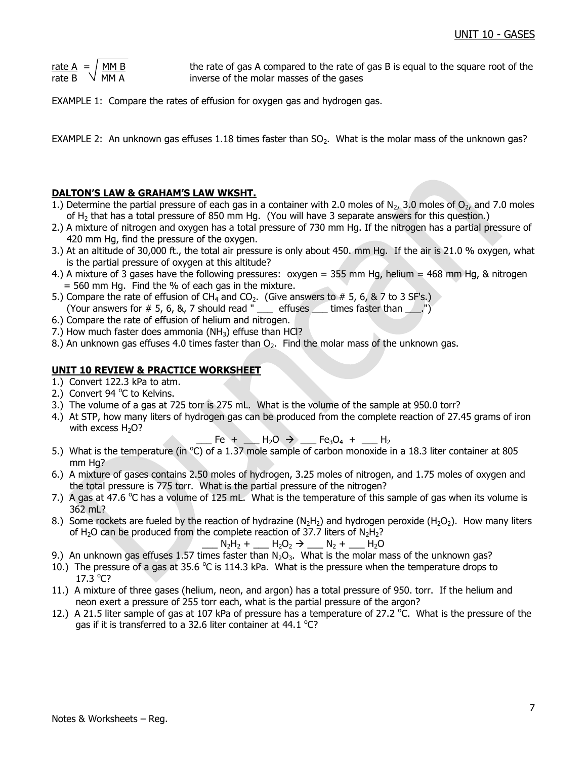$$\frac{\text{rate A}}{\text{rate B}} = \sqrt{\frac{\text{MM B}}{\text{MM A}}}$$

the rate of gas A compared to the rate of gas B is equal to the square root of the inverse of the molar masses of the gases

EXAMPLE 1: Compare the rates of effusion for oxygen gas and hydrogen gas.

EXAMPLE 2: An unknown gas effuses 1.18 times faster than $SO_2$. What is the molar mass of the unknown gas?

**DALTON'S LAW & GRAHAM'S LAW WKSHT.**

1.) Determine the partial pressure of each gas in a container with 2.0 moles of $N_2$, 3.0 moles of $O_2$, and 7.0 moles of $H_2$ that has a total pressure of 850 mm Hg. (You will have 3 separate answers for this question.)
2.) A mixture of nitrogen and oxygen has a total pressure of 730 mm Hg. If the nitrogen has a partial pressure of 420 mm Hg, find the pressure of the oxygen.
3.) At an altitude of 30,000 ft., the total air pressure is only about 450. mm Hg. If the air is 21.0 % oxygen, what is the partial pressure of oxygen at this altitude?
4.) A mixture of 3 gases have the following pressures: oxygen = 355 mm Hg, helium = 468 mm Hg, & nitrogen = 560 mm Hg. Find the % of each gas in the mixture.
5.) Compare the rate of effusion of $CH_4$ and $CO_2$. (Give answers to # 5, 6, & 7 to 3 SF's.) (Your answers for # 5, 6, &, 7 should read " ___ effuses ___ times faster than ___.")
6.) Compare the rate of effusion of helium and nitrogen.
7.) How much faster does ammonia ($NH_3$) effuse than HCl?
8.) An unknown gas effuses 4.0 times faster than $O_2$. Find the molar mass of the unknown gas.

**UNIT 10 REVIEW & PRACTICE WORKSHEET**

1.) Convert 122.3 kPa to atm.
2.) Convert 94 $^{o}$C to Kelvins.
3.) The volume of a gas at 725 torr is 275 mL. What is the volume of the sample at 950.0 torr?
4.) At STP, how many liters of hydrogen gas can be produced from the complete reaction of 27.45 grams of iron with excess $H_2O$?

    ___ Fe + ___ $H_2O$ → ___ $Fe_3O_4$ + ___ $H_2$

5.) What is the temperature (in $^{o}$C) of a 1.37 mole sample of carbon monoxide in a 18.3 liter container at 805 mm Hg?
6.) A mixture of gases contains 2.50 moles of hydrogen, 3.25 moles of nitrogen, and 1.75 moles of oxygen and the total pressure is 775 torr. What is the partial pressure of the nitrogen?
7.) A gas at 47.6 $^{o}$C has a volume of 125 mL. What is the temperature of this sample of gas when its volume is 362 mL?
8.) Some rockets are fueled by the reaction of hydrazine ($N_2H_2$) and hydrogen peroxide ($H_2O_2$). How many liters of $H_2O$ can be produced from the complete reaction of 37.7 liters of $N_2H_2$?

    ___ $N_2H_2$ + ___ $H_2O_2$ → ___ $N_2$ + ___ $H_2O$

9.) An unknown gas effuses 1.57 times faster than $N_2O_3$. What is the molar mass of the unknown gas?
10.) The pressure of a gas at 35.6 $^{o}$C is 114.3 kPa. What is the pressure when the temperature drops to 17.3 $^{o}$C?
11.) A mixture of three gases (helium, neon, and argon) has a total pressure of 950. torr. If the helium and neon exert a pressure of 255 torr each, what is the partial pressure of the argon?
12.) A 21.5 liter sample of gas at 107 kPa of pressure has a temperature of 27.2 $^{o}$C. What is the pressure of the gas if it is transferred to a 32.6 liter container at 44.1 $^{o}$C?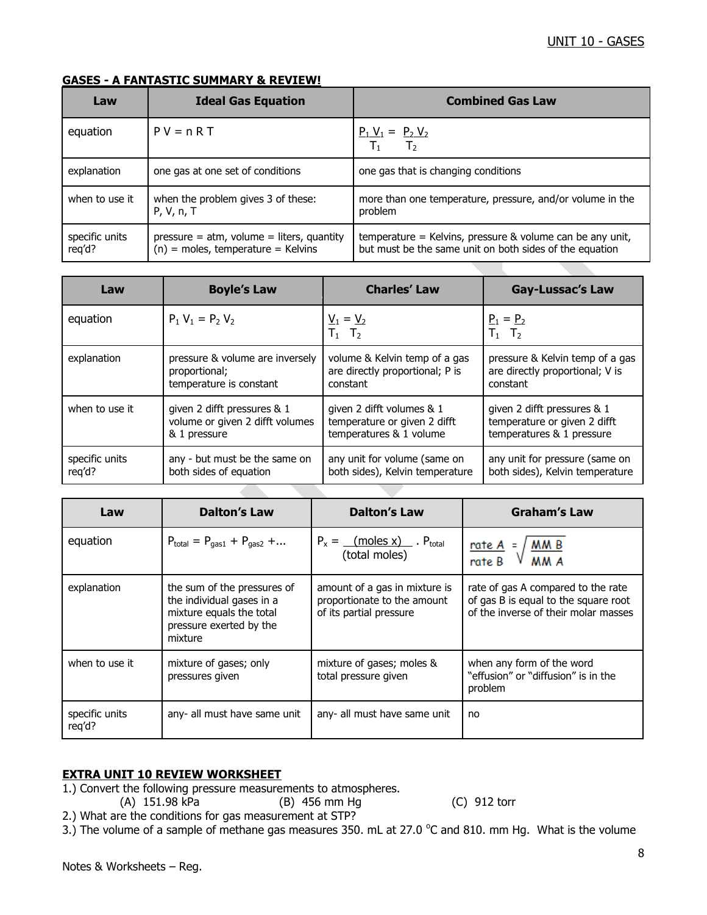## GASES - A FANTASTIC SUMMARY & REVIEW!

| Law | Ideal Gas Equation | Combined Gas Law |
|---|---|---|
| equation | $P V = n R T$ | $\frac{P_1 V_1}{T_1} = \frac{P_2 V_2}{T_2}$ |
| explanation | one gas at one set of conditions | one gas that is changing conditions |
| when to use it | when the problem gives 3 of these: P, V, n, T | more than one temperature, pressure, and/or volume in the problem |
| specific units req'd? | pressure = atm, volume = liters, quantity (n) = moles, temperature = Kelvins | temperature = Kelvins, pressure & volume can be any unit, but must be the same unit on both sides of the equation |

| Law | Boyle's Law | Charles' Law | Gay-Lussac's Law |
|---|---|---|---|
| equation | $P_1 V_1 = P_2 V_2$ | $\frac{V_1}{T_1} = \frac{V_2}{T_2}$ | $\frac{P_1}{T_1} = \frac{P_2}{T_2}$ |
| explanation | pressure & volume are inversely proportional; temperature is constant | volume & Kelvin temp of a gas are directly proportional; P is constant | pressure & Kelvin temp of a gas are directly proportional; V is constant |
| when to use it | given 2 difft pressures & 1 volume or given 2 difft volumes & 1 pressure | given 2 difft volumes & 1 temperature or given 2 difft temperatures & 1 volume | given 2 difft pressures & 1 temperature or given 2 difft temperatures & 1 pressure |
| specific units req'd? | any - but must be the same on both sides of equation | any unit for volume (same on both sides), Kelvin temperature | any unit for pressure (same on both sides), Kelvin temperature |

| Law | Dalton's Law | Dalton's Law | Graham's Law |
|---|---|---|---|
| equation | $P_{total} = P_{gas1} + P_{gas2} + ...$ | $P_x = \frac{\text{(moles x)}}{\text{(total moles)}} \cdot P_{total}$ | $\frac{\text{rate A}}{\text{rate B}} = \sqrt{\frac{\text{MM B}}{\text{MM A}}}$ |
| explanation | the sum of the pressures of the individual gases in a mixture equals the total pressure exerted by the mixture | amount of a gas in mixture is proportionate to the amount of its partial pressure | rate of gas A compared to the rate of gas B is equal to the square root of the inverse of their molar masses |
| when to use it | mixture of gases; only pressures given | mixture of gases; moles & total pressure given | when any form of the word "effusion" or "diffusion" is in the problem |
| specific units req'd? | any- all must have same unit | any- all must have same unit | no |

## EXTRA UNIT 10 REVIEW WORKSHEET

1.) Convert the following pressure measurements to atmospheres.
 (A) 151.98 kPa (B) 456 mm Hg (C) 912 torr

2.) What are the conditions for gas measurement at STP?

3.) The volume of a sample of methane gas measures 350. mL at 27.0 °C and 810. mm Hg. What is the volume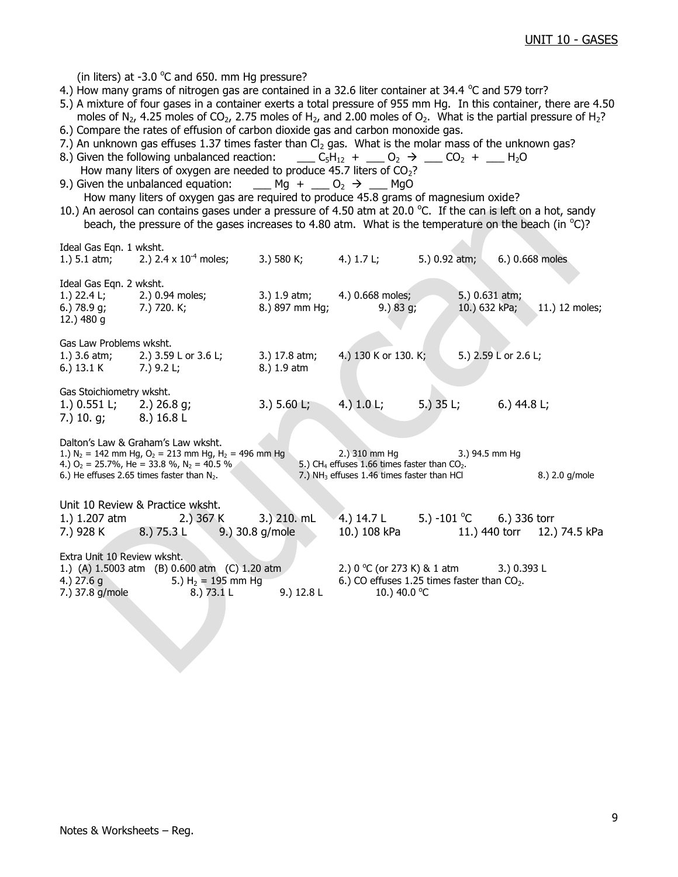(in liters) at -3.0 °C and 650. mm Hg pressure?

4.) How many grams of nitrogen gas are contained in a 32.6 liter container at 34.4 °C and 579 torr?

5.) A mixture of four gases in a container exerts a total pressure of 955 mm Hg. In this container, there are 4.50 moles of $N_2$, 4.25 moles of $CO_2$, 2.75 moles of $H_2$, and 2.00 moles of $O_2$. What is the partial pressure of $H_2$?

6.) Compare the rates of effusion of carbon dioxide gas and carbon monoxide gas.

7.) An unknown gas effuses 1.37 times faster than $Cl_2$ gas. What is the molar mass of the unknown gas?

8.) Given the following unbalanced reaction: ___ $C_5H_{12}$ + ___ $O_2$ → ___ $CO_2$ + ___ $H_2O$
How many liters of oxygen are needed to produce 45.7 liters of $CO_2$?

9.) Given the unbalanced equation: ___ Mg + ___ $O_2$ → ___ MgO
How many liters of oxygen gas are required to produce 45.8 grams of magnesium oxide?

10.) An aerosol can contains gases under a pressure of 4.50 atm at 20.0 °C. If the can is left on a hot, sandy beach, the pressure of the gases increases to 4.80 atm. What is the temperature on the beach (in °C)?

Ideal Gas Eqn. 1 wksht.
1.) 5.1 atm; 2.) 2.4 x $10^{-4}$ moles; 3.) 580 K; 4.) 1.7 L; 5.) 0.92 atm; 6.) 0.668 moles

Ideal Gas Eqn. 2 wksht.
1.) 22.4 L; 2.) 0.94 moles; 3.) 1.9 atm; 4.) 0.668 moles; 5.) 0.631 atm;
6.) 78.9 g; 7.) 720. K; 8.) 897 mm Hg; 9.) 83 g; 10.) 632 kPa; 11.) 12 moles;
12.) 480 g

Gas Law Problems wksht.
1.) 3.6 atm; 2.) 3.59 L or 3.6 L; 3.) 17.8 atm; 4.) 130 K or 130. K; 5.) 2.59 L or 2.6 L;
6.) 13.1 K 7.) 9.2 L; 8.) 1.9 atm

Gas Stoichiometry wksht.
1.) 0.551 L; 2.) 26.8 g; 3.) 5.60 L; 4.) 1.0 L; 5.) 35 L; 6.) 44.8 L;
7.) 10. g; 8.) 16.8 L

Dalton's Law & Graham's Law wksht.
1.) $N_2$ = 142 mm Hg, $O_2$ = 213 mm Hg, $H_2$ = 496 mm Hg 2.) 310 mm Hg 3.) 94.5 mm Hg
4.) $O_2$ = 25.7%, He = 33.8 %, $N_2$ = 40.5 % 5.) $CH_4$ effuses 1.66 times faster than $CO_2$.
6.) He effuses 2.65 times faster than $N_2$. 7.) $NH_3$ effuses 1.46 times faster than HCl 8.) 2.0 g/mole

Unit 10 Review & Practice wksht.
1.) 1.207 atm 2.) 367 K 3.) 210. mL 4.) 14.7 L 5.) -101 °C 6.) 336 torr
7.) 928 K 8.) 75.3 L 9.) 30.8 g/mole 10.) 108 kPa 11.) 440 torr 12.) 74.5 kPa

Extra Unit 10 Review wksht.
1.) (A) 1.5003 atm (B) 0.600 atm (C) 1.20 atm 2.) 0 °C (or 273 K) & 1 atm 3.) 0.393 L
4.) 27.6 g 5.) $H_2$ = 195 mm Hg 6.) CO effuses 1.25 times faster than $CO_2$.
7.) 37.8 g/mole 8.) 73.1 L 9.) 12.8 L 10.) 40.0 °C

Notes & Worksheets – Reg.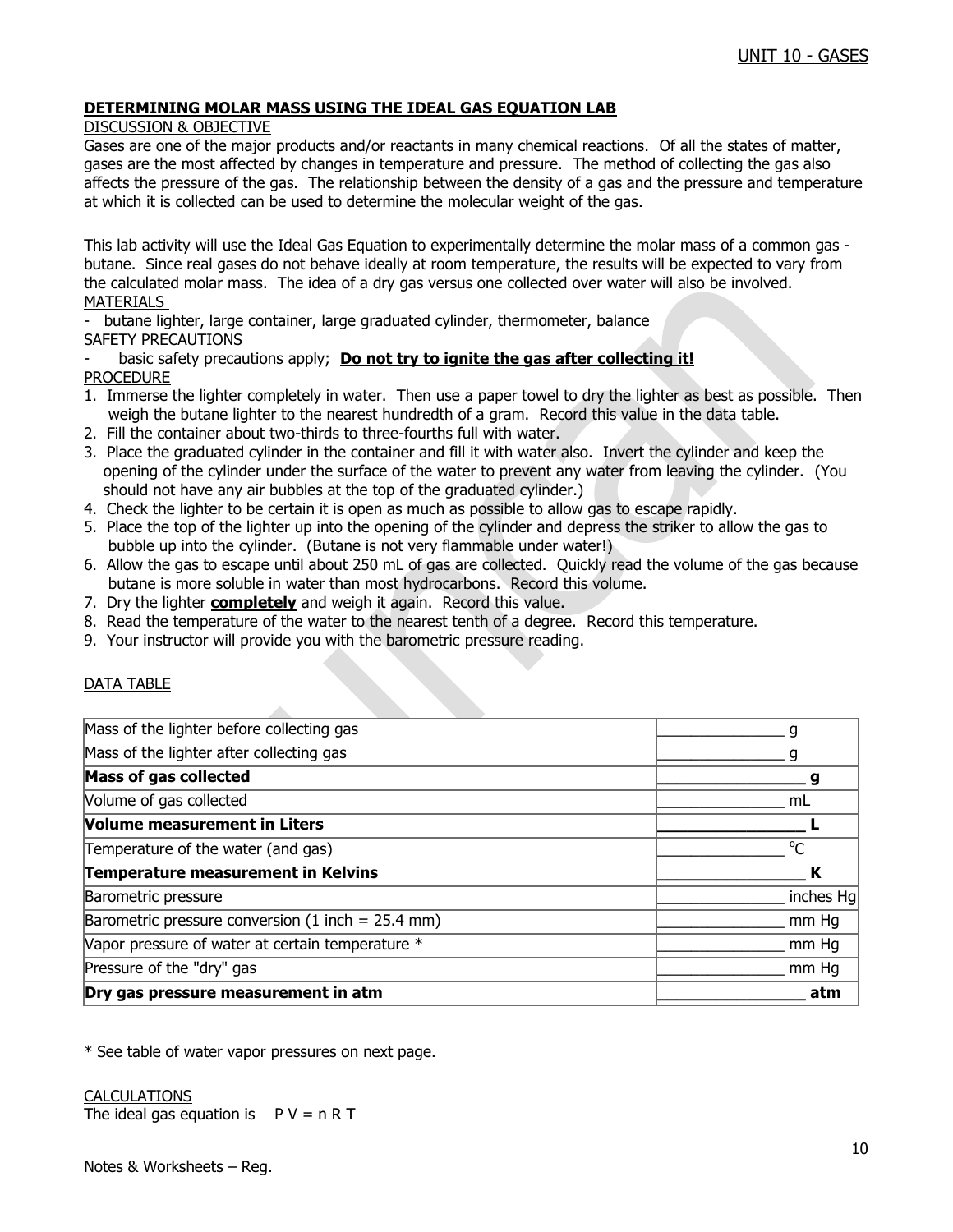## DETERMINING MOLAR MASS USING THE IDEAL GAS EQUATION LAB

DISCUSSION & OBJECTIVE

Gases are one of the major products and/or reactants in many chemical reactions. Of all the states of matter, gases are the most affected by changes in temperature and pressure. The method of collecting the gas also affects the pressure of the gas. The relationship between the density of a gas and the pressure and temperature at which it is collected can be used to determine the molecular weight of the gas.

This lab activity will use the Ideal Gas Equation to experimentally determine the molar mass of a common gas - butane. Since real gases do not behave ideally at room temperature, the results will be expected to vary from the calculated molar mass. The idea of a dry gas versus one collected over water will also be involved.

MATERIALS

- butane lighter, large container, large graduated cylinder, thermometer, balance

SAFETY PRECAUTIONS

- basic safety precautions apply; **Do not try to ignite the gas after collecting it!**

PROCEDURE

1. Immerse the lighter completely in water. Then use a paper towel to dry the lighter as best as possible. Then weigh the butane lighter to the nearest hundredth of a gram. Record this value in the data table.
2. Fill the container about two-thirds to three-fourths full with water.
3. Place the graduated cylinder in the container and fill it with water also. Invert the cylinder and keep the opening of the cylinder under the surface of the water to prevent any water from leaving the cylinder. (You should not have any air bubbles at the top of the graduated cylinder.)
4. Check the lighter to be certain it is open as much as possible to allow gas to escape rapidly.
5. Place the top of the lighter up into the opening of the cylinder and depress the striker to allow the gas to bubble up into the cylinder. (Butane is not very flammable under water!)
6. Allow the gas to escape until about 250 mL of gas are collected. Quickly read the volume of the gas because butane is more soluble in water than most hydrocarbons. Record this volume.
7. Dry the lighter **completely** and weigh it again. Record this value.
8. Read the temperature of the water to the nearest tenth of a degree. Record this temperature.
9. Your instructor will provide you with the barometric pressure reading.

DATA TABLE

| | |
|---|---|
| Mass of the lighter before collecting gas | _______________ g |
| Mass of the lighter after collecting gas | _______________ g |
| **Mass of gas collected** | **_______________ g** |
| Volume of gas collected | _______________ mL |
| **Volume measurement in Liters** | **_______________ L** |
| Temperature of the water (and gas) | _______________ °C |
| **Temperature measurement in Kelvins** | **_______________ K** |
| Barometric pressure | _______________ inches Hg |
| Barometric pressure conversion (1 inch = 25.4 mm) | _______________ mm Hg |
| Vapor pressure of water at certain temperature * | _______________ mm Hg |
| Pressure of the "dry" gas | _______________ mm Hg |
| **Dry gas pressure measurement in atm** | **_______________ atm** |

\* See table of water vapor pressures on next page.

CALCULATIONS

The ideal gas equation is $PV = nRT$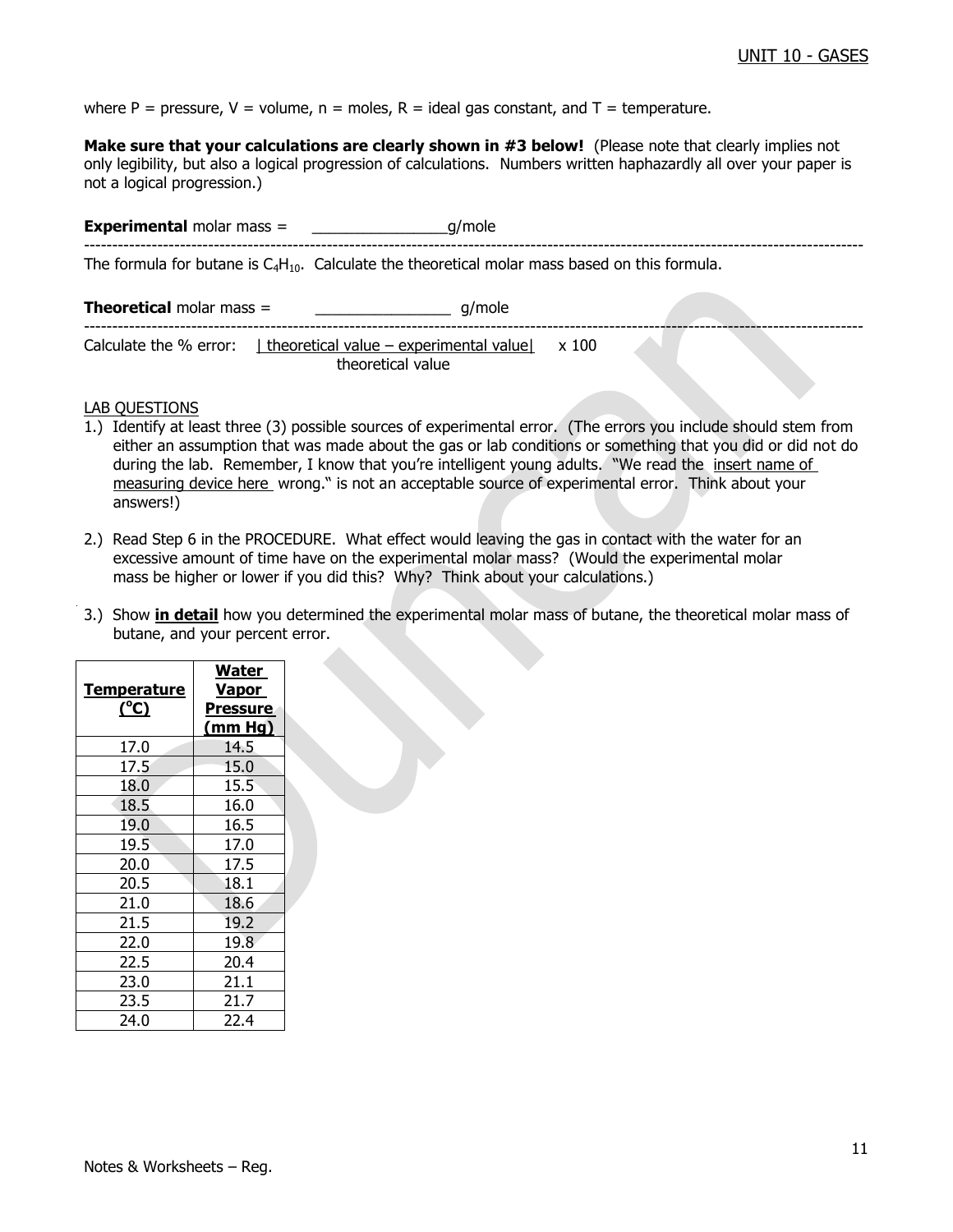where P = pressure, V = volume, n = moles, R = ideal gas constant, and T = temperature.

**Make sure that your calculations are clearly shown in #3 below!** (Please note that clearly implies not only legibility, but also a logical progression of calculations. Numbers written haphazardly all over your paper is not a logical progression.)

**Experimental** molar mass = ________________g/mole

---

The formula for butane is $C_4H_{10}$. Calculate the theoretical molar mass based on this formula.

**Theoretical** molar mass = ________________ g/mole

---

Calculate the % error: $\dfrac{|\text{ theoretical value} - \text{experimental value}|}{\text{theoretical value}} \times 100$

LAB QUESTIONS

1.) Identify at least three (3) possible sources of experimental error. (The errors you include should stem from either an assumption that was made about the gas or lab conditions or something that you did or did not do during the lab. Remember, I know that you're intelligent young adults. "We read the insert name of measuring device here wrong." is not an acceptable source of experimental error. Think about your answers!)

2.) Read Step 6 in the PROCEDURE. What effect would leaving the gas in contact with the water for an excessive amount of time have on the experimental molar mass? (Would the experimental molar mass be higher or lower if you did this? Why? Think about your calculations.)

3.) Show **in detail** how you determined the experimental molar mass of butane, the theoretical molar mass of butane, and your percent error.

| Temperature (°C) | Water Vapor Pressure (mm Hg) |
|---|---|
| 17.0 | 14.5 |
| 17.5 | 15.0 |
| 18.0 | 15.5 |
| 18.5 | 16.0 |
| 19.0 | 16.5 |
| 19.5 | 17.0 |
| 20.0 | 17.5 |
| 20.5 | 18.1 |
| 21.0 | 18.6 |
| 21.5 | 19.2 |
| 22.0 | 19.8 |
| 22.5 | 20.4 |
| 23.0 | 21.1 |
| 23.5 | 21.7 |
| 24.0 | 22.4 |